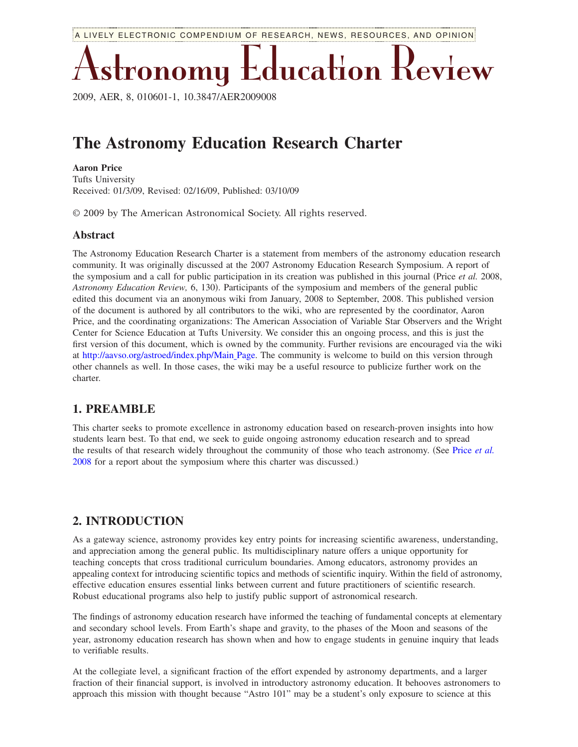# The Astronomy Education Research Charter

**Aaron Price**
Tufts University
Received: 01/3/09, Revised: 02/16/09, Published: 03/10/09

© 2009 by The American Astronomical Society. All rights reserved.

## Abstract

The Astronomy Education Research Charter is a statement from members of the astronomy education research community. It was originally discussed at the 2007 Astronomy Education Research Symposium. A report of the symposium and a call for public participation in its creation was published in this journal (Price *et al.* 2008, *Astronomy Education Review,* 6, 130). Participants of the symposium and members of the general public edited this document via an anonymous wiki from January, 2008 to September, 2008. This published version of the document is authored by all contributors to the wiki, who are represented by the coordinator, Aaron Price, and the coordinating organizations: The American Association of Variable Star Observers and the Wright Center for Science Education at Tufts University. We consider this an ongoing process, and this is just the first version of this document, which is owned by the community. Further revisions are encouraged via the wiki at http://aavso.org/astroed/index.php/Main_Page. The community is welcome to build on this version through other channels as well. In those cases, the wiki may be a useful resource to publicize further work on the charter.

## 1. PREAMBLE

This charter seeks to promote excellence in astronomy education based on research-proven insights into how students learn best. To that end, we seek to guide ongoing astronomy education research and to spread the results of that research widely throughout the community of those who teach astronomy. (See Price *et al.* 2008 for a report about the symposium where this charter was discussed.)

## 2. INTRODUCTION

As a gateway science, astronomy provides key entry points for increasing scientific awareness, understanding, and appreciation among the general public. Its multidisciplinary nature offers a unique opportunity for teaching concepts that cross traditional curriculum boundaries. Among educators, astronomy provides an appealing context for introducing scientific topics and methods of scientific inquiry. Within the field of astronomy, effective education ensures essential links between current and future practitioners of scientific research. Robust educational programs also help to justify public support of astronomical research.

The findings of astronomy education research have informed the teaching of fundamental concepts at elementary and secondary school levels. From Earth's shape and gravity, to the phases of the Moon and seasons of the year, astronomy education research has shown when and how to engage students in genuine inquiry that leads to verifiable results.

At the collegiate level, a significant fraction of the effort expended by astronomy departments, and a larger fraction of their financial support, is involved in introductory astronomy education. It behooves astronomers to approach this mission with thought because "Astro 101" may be a student's only exposure to science at this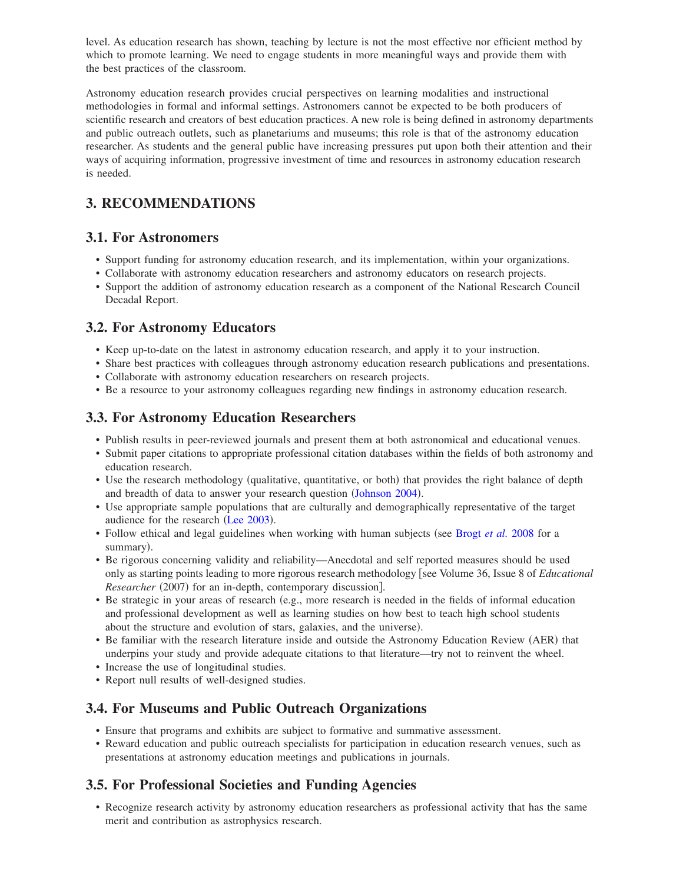level. As education research has shown, teaching by lecture is not the most effective nor efficient method by which to promote learning. We need to engage students in more meaningful ways and provide them with the best practices of the classroom.

Astronomy education research provides crucial perspectives on learning modalities and instructional methodologies in formal and informal settings. Astronomers cannot be expected to be both producers of scientific research and creators of best education practices. A new role is being defined in astronomy departments and public outreach outlets, such as planetariums and museums; this role is that of the astronomy education researcher. As students and the general public have increasing pressures put upon both their attention and their ways of acquiring information, progressive investment of time and resources in astronomy education research is needed.

## 3. RECOMMENDATIONS

### 3.1. For Astronomers

- Support funding for astronomy education research, and its implementation, within your organizations.
- Collaborate with astronomy education researchers and astronomy educators on research projects.
- Support the addition of astronomy education research as a component of the National Research Council Decadal Report.

### 3.2. For Astronomy Educators

- Keep up-to-date on the latest in astronomy education research, and apply it to your instruction.
- Share best practices with colleagues through astronomy education research publications and presentations.
- Collaborate with astronomy education researchers on research projects.
- Be a resource to your astronomy colleagues regarding new findings in astronomy education research.

### 3.3. For Astronomy Education Researchers

- Publish results in peer-reviewed journals and present them at both astronomical and educational venues.
- Submit paper citations to appropriate professional citation databases within the fields of both astronomy and education research.
- Use the research methodology (qualitative, quantitative, or both) that provides the right balance of depth and breadth of data to answer your research question (Johnson 2004).
- Use appropriate sample populations that are culturally and demographically representative of the target audience for the research (Lee 2003).
- Follow ethical and legal guidelines when working with human subjects (see Brogt *et al.* 2008 for a summary).
- Be rigorous concerning validity and reliability—Anecdotal and self reported measures should be used only as starting points leading to more rigorous research methodology [see Volume 36, Issue 8 of *Educational Researcher* (2007) for an in-depth, contemporary discussion].
- Be strategic in your areas of research (e.g., more research is needed in the fields of informal education and professional development as well as learning studies on how best to teach high school students about the structure and evolution of stars, galaxies, and the universe).
- Be familiar with the research literature inside and outside the Astronomy Education Review (AER) that underpins your study and provide adequate citations to that literature—try not to reinvent the wheel.
- Increase the use of longitudinal studies.
- Report null results of well-designed studies.

### 3.4. For Museums and Public Outreach Organizations

- Ensure that programs and exhibits are subject to formative and summative assessment.
- Reward education and public outreach specialists for participation in education research venues, such as presentations at astronomy education meetings and publications in journals.

### 3.5. For Professional Societies and Funding Agencies

- Recognize research activity by astronomy education researchers as professional activity that has the same merit and contribution as astrophysics research.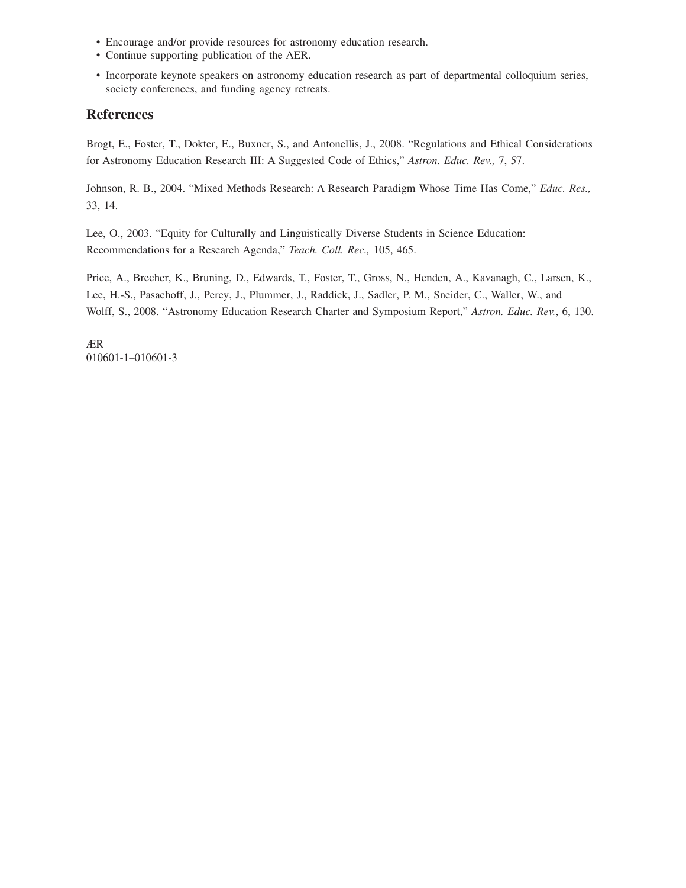- Encourage and/or provide resources for astronomy education research.
- Continue supporting publication of the AER.
- Incorporate keynote speakers on astronomy education research as part of departmental colloquium series, society conferences, and funding agency retreats.

## References

Brogt, E., Foster, T., Dokter, E., Buxner, S., and Antonellis, J., 2008. "Regulations and Ethical Considerations for Astronomy Education Research III: A Suggested Code of Ethics," *Astron. Educ. Rev.,* 7, 57.

Johnson, R. B., 2004. "Mixed Methods Research: A Research Paradigm Whose Time Has Come," *Educ. Res.,* 33, 14.

Lee, O., 2003. "Equity for Culturally and Linguistically Diverse Students in Science Education: Recommendations for a Research Agenda," *Teach. Coll. Rec.,* 105, 465.

Price, A., Brecher, K., Bruning, D., Edwards, T., Foster, T., Gross, N., Henden, A., Kavanagh, C., Larsen, K., Lee, H.-S., Pasachoff, J., Percy, J., Plummer, J., Raddick, J., Sadler, P. M., Sneider, C., Waller, W., and Wolff, S., 2008. "Astronomy Education Research Charter and Symposium Report," *Astron. Educ. Rev.*, 6, 130.

ÆR
010601-1–010601-3